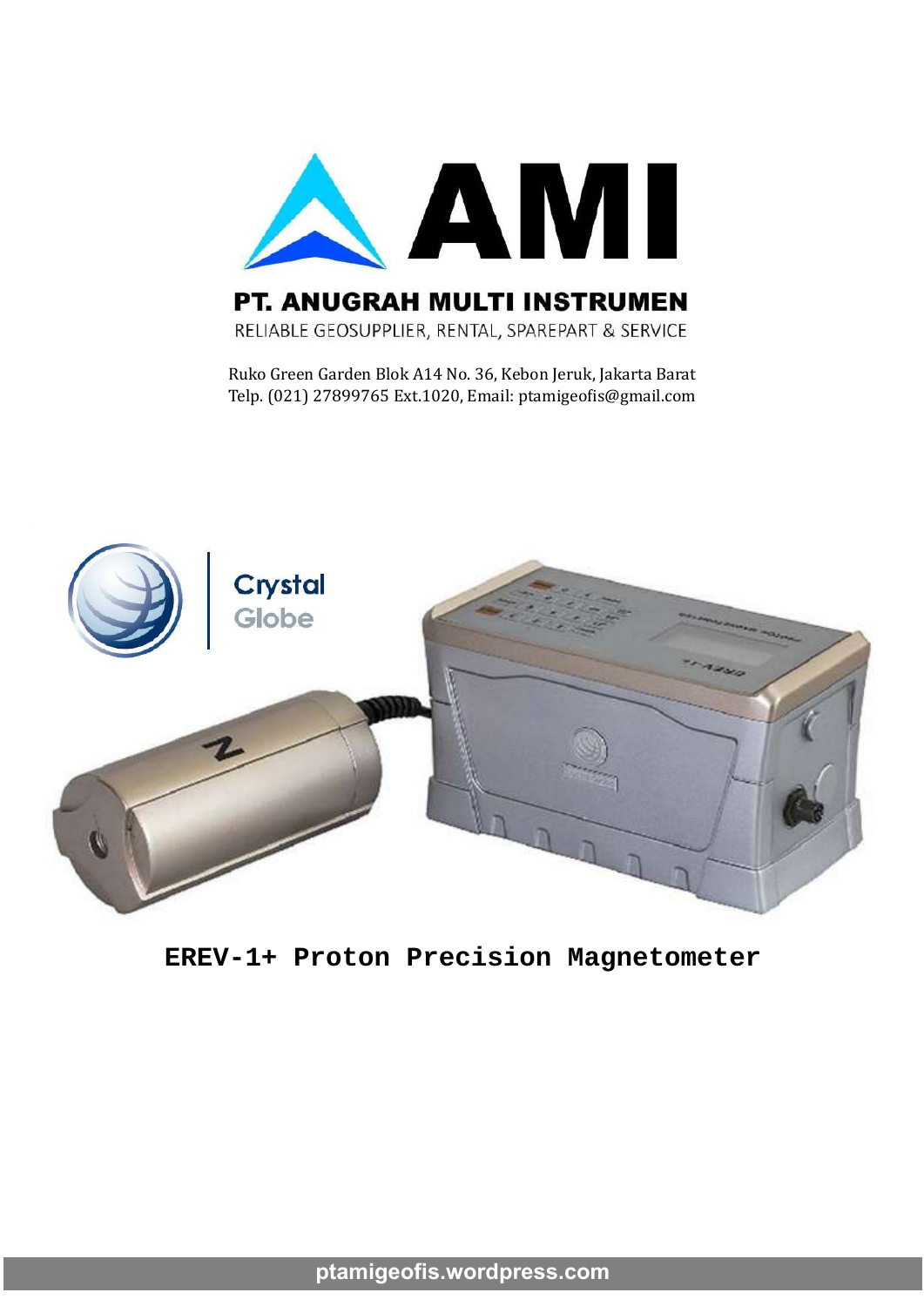# AMI

## PT. ANUGRAH MULTI INSTRUMEN

RELIABLE GEOSUPPLIER, RENTAL, SPAREPART & SERVICE

Ruko Green Garden Blok A14 No. 36, Kebon Jeruk, Jakarta Barat
Telp. (021) 27899765 Ext.1020, Email: ptamigeofis@gmail.com

Crystal Globe

# EREV-1+ Proton Precision Magnetometer

ptamigeofis.wordpress.com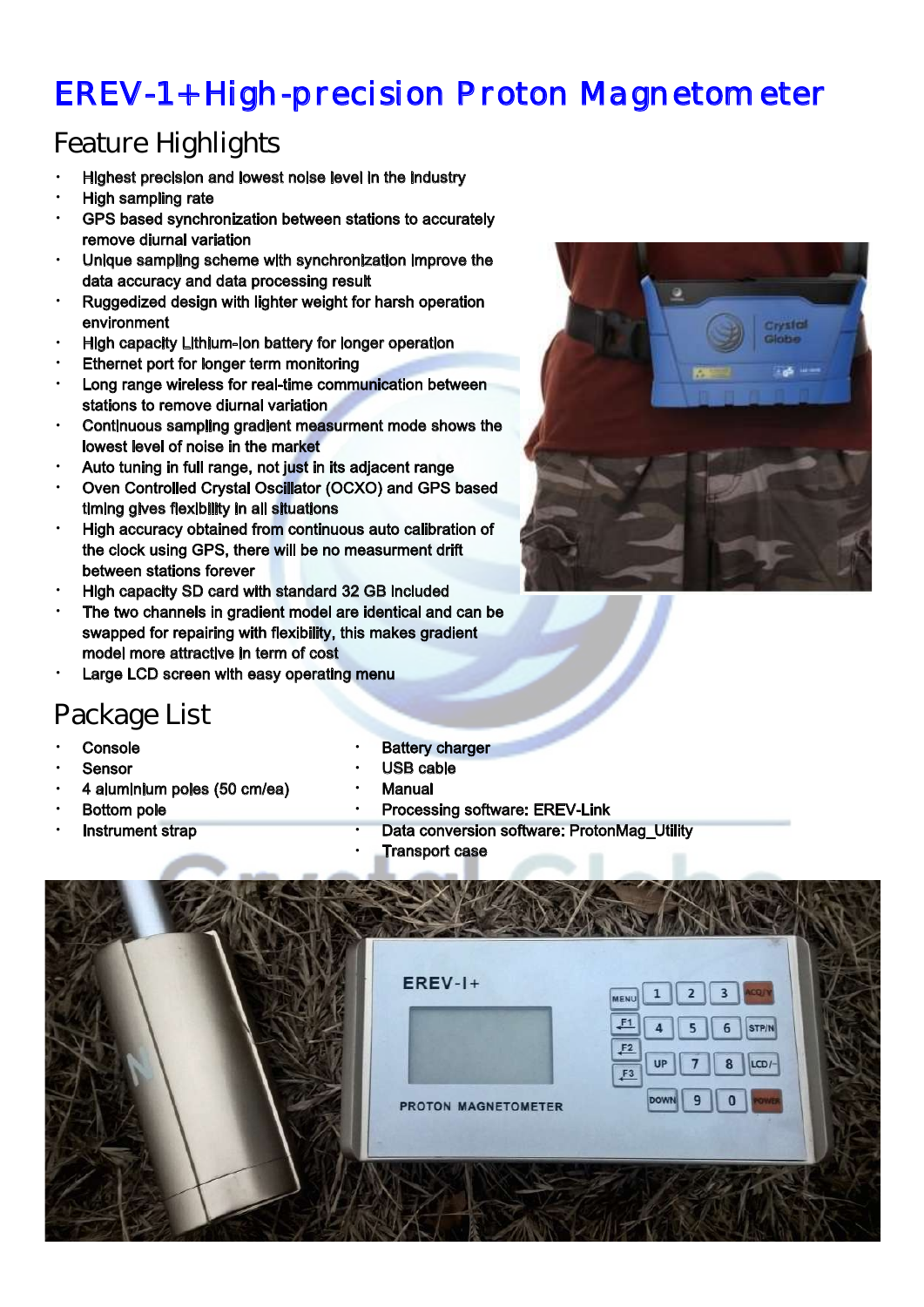# EREV-1+ High-precision Proton Magnetometer

## Feature Highlights

- Highest precision and lowest noise level in the industry
- High sampling rate
- GPS based synchronization between stations to accurately remove diurnal variation
- Unique sampling scheme with synchronization improve the data accuracy and data processing result
- Ruggedized design with lighter weight for harsh operation environment
- High capacity Lithium-ion battery for longer operation
- Ethernet port for longer term monitoring
- Long range wireless for real-time communication between stations to remove diurnal variation
- Continuous sampling gradient measurment mode shows the lowest level of noise in the market
- Auto tuning in full range, not just in its adjacent range
- Oven Controlled Crystal Oscillator (OCXO) and GPS based timing gives flexibility in all situations
- High accuracy obtained from continuous auto calibration of the clock using GPS, there will be no measurment drift between stations forever
- High capacity SD card with standard 32 GB included
- The two channels in gradient model are identical and can be swapped for repairing with flexibility, this makes gradient model more attractive in term of cost
- Large LCD screen with easy operating menu

## Package List

- Console
- Sensor
- 4 aluminium poles (50 cm/ea)
- Bottom pole
- Instrument strap
- Battery charger
- USB cable
- Manual
- Processing software: EREV-Link
- Data conversion software: ProtonMag_Utility
- Transport case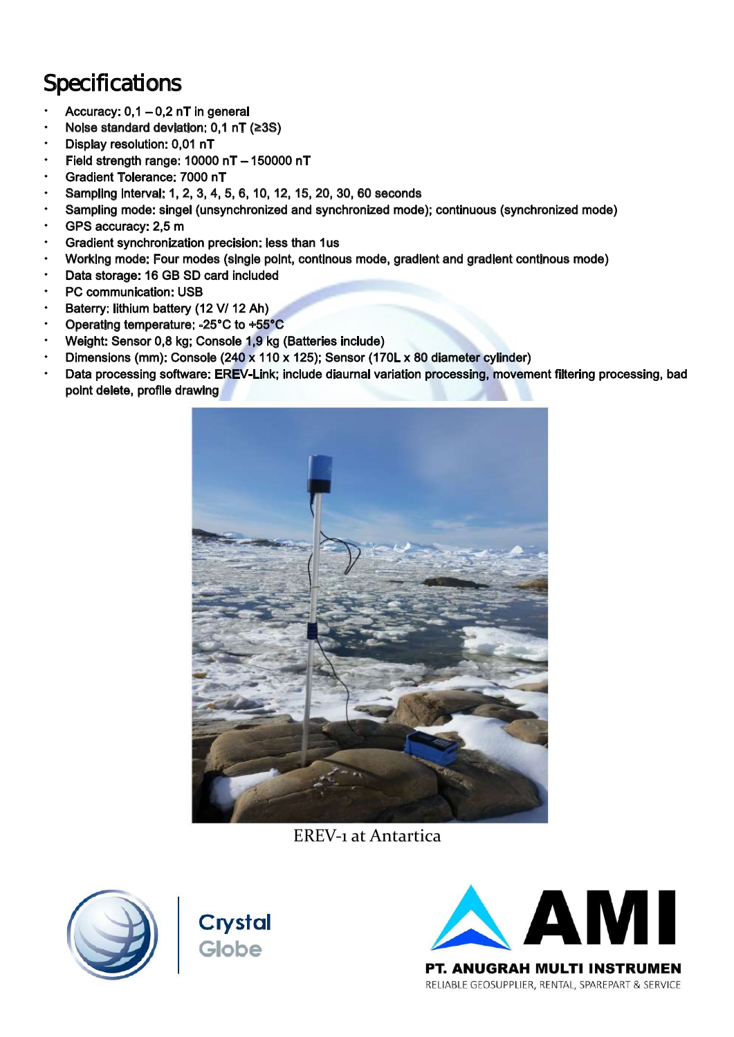## Specifications

- Accuracy: 0,1 – 0,2 nT in general
- Noise standard deviation: 0,1 nT (≥3S)
- Display resolution: 0,01 nT
- Field strength range: 10000 nT – 150000 nT
- Gradient Tolerance: 7000 nT
- Sampling Interval: 1, 2, 3, 4, 5, 6, 10, 12, 15, 20, 30, 60 seconds
- Sampling mode: singel (unsynchronized and synchronized mode); continuous (synchronized mode)
- GPS accuracy: 2,5 m
- Gradient synchronization precision: less than 1us
- Working mode: Four modes (single point, continous mode, gradient and gradient continous mode)
- Data storage: 16 GB SD card included
- PC communication: USB
- Baterry: lithium battery (12 V/ 12 Ah)
- Operating temperature: -25°C to +55°C
- Weight: Sensor 0,8 kg; Console 1,9 kg (Batteries include)
- Dimensions (mm): Console (240 x 110 x 125); Sensor (170L x 80 diameter cylinder)
- Data processing software: EREV-Link; include diaurnal variation processing, movement filtering processing, bad point delete, profile drawing

EREV-1 at Antartica

Crystal Globe

AMI
PT. ANUGRAH MULTI INSTRUMEN
RELIABLE GEOSUPPLIER, RENTAL, SPAREPART & SERVICE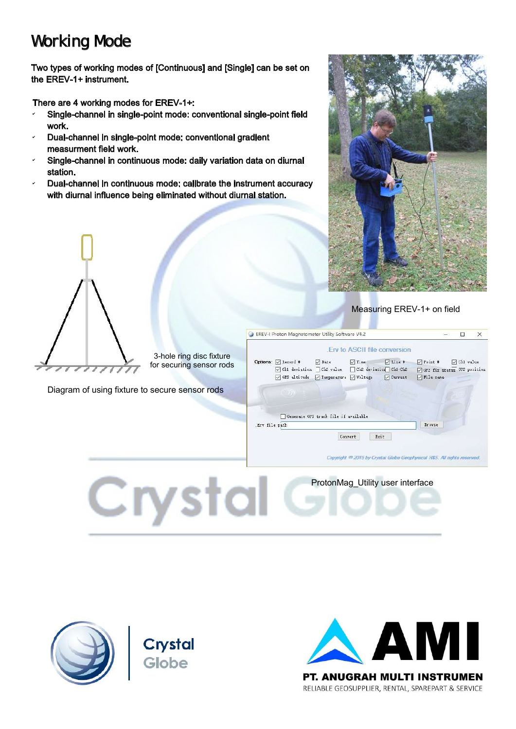# Working Mode

Two types of working modes of [Continuous] and [Single] can be set on the EREV-1+ instrument.

There are 4 working modes for EREV-1+:

- Single-channel in single-point mode: conventional single-point field work.
- Dual-channel in single-point mode: conventional gradient measurment field work.
- Single-channel in continuous mode: daily variation data on diurnal station.
- Dual-channel in continuous mode: calibrate the instrument accuracy with diurnal influence being eliminated without diurnal station.

Measuring EREV-1+ on field

3-hole ring disc fixture for securing sensor rods

Diagram of using fixture to secure sensor rods

ProtonMag_Utility user interface

Crystal Globe

PT. ANUGRAH MULTI INSTRUMEN

RELIABLE GEOSUPPLIER, RENTAL, SPAREPART & SERVICE